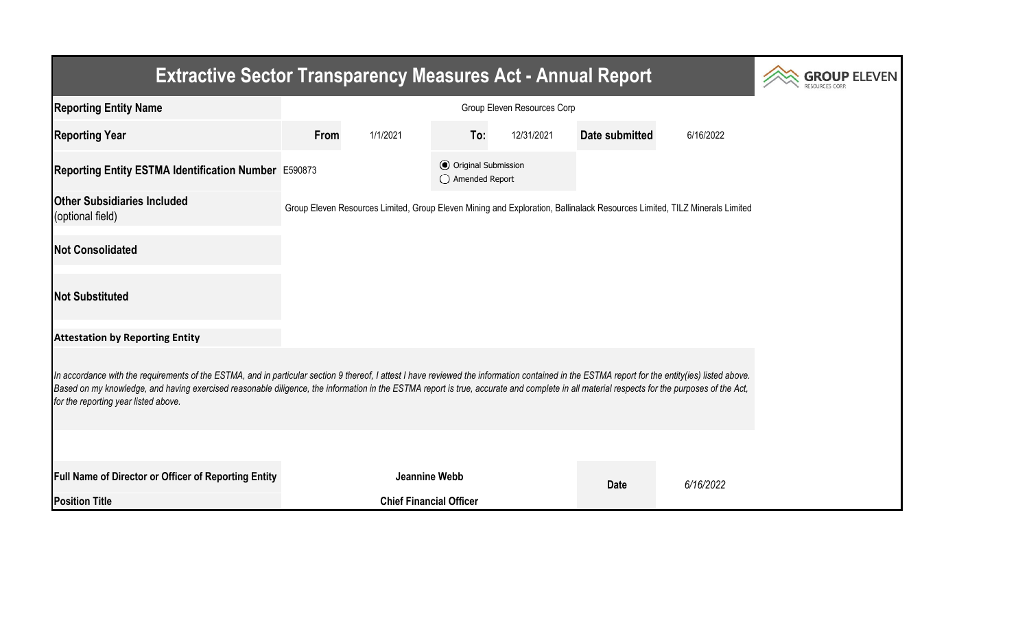# Extractive Sector Transparency Measures Act - Annual Report

| | | | | | | |
|---|---|---|---|---|---|---|
| **Reporting Entity Name** | Group Eleven Resources Corp | | | | | |
| **Reporting Year** | **From** | 1/1/2021 | **To:** | 12/31/2021 | **Date submitted** | 6/16/2022 |
| **Reporting Entity ESTMA Identification Number** | E590873 | | (●) Original Submission<br>( ) Amended Report | | | |
| **Other Subsidiaries Included** (optional field) | Group Eleven Resources Limited, Group Eleven Mining and Exploration, Ballinalack Resources Limited, TILZ Minerals Limited | | | | | |
| **Not Consolidated** | | | | | | |
| **Not Substituted** | | | | | | |

**Attestation by Reporting Entity**

*In accordance with the requirements of the ESTMA, and in particular section 9 thereof, I attest I have reviewed the information contained in the ESTMA report for the entity(ies) listed above. Based on my knowledge, and having exercised reasonable diligence, the information in the ESTMA report is true, accurate and complete in all material respects for the purposes of the Act, for the reporting year listed above.*

| | | | |
|---|---|---|---|
| **Full Name of Director or Officer of Reporting Entity** | **Jeannine Webb** | **Date** | *6/16/2022* |
| **Position Title** | **Chief Financial Officer** | | |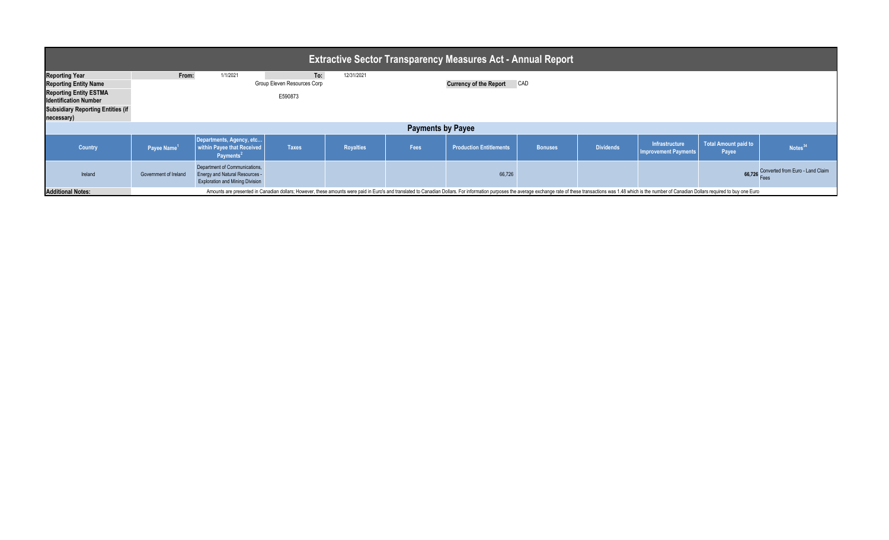# Extractive Sector Transparency Measures Act - Annual Report

| | | | | |
|---|---|---|---|---|
| **Reporting Year** | From: | 1/1/2021 | To: | 12/31/2021 |
| **Reporting Entity Name** | Group Eleven Resources Corp | | **Currency of the Report** | CAD |
| **Reporting Entity ESTMA Identification Number** | E590873 | | | |
| **Subsidiary Reporting Entities (if necessary)** | | | | |

## Payments by Payee

| Country | Payee Name[1] | Departments, Agency, etc... within Payee that Received Payments[2] | Taxes | Royalties | Fees | Production Entitlements | Bonuses | Dividends | Infrastructure Improvement Payments | Total Amount paid to Payee | Notes[34] |
|---|---|---|---|---|---|---|---|---|---|---|---|
| Ireland | Government of Ireland | Department of Communications, Energy and Natural Resources - Exploration and Mining Division | | | | 66,726 | | | | **66,726** | Converted from Euro - Land Claim Fees |

**Additional Notes:** Amounts are presented in Canadian dollars; However, these amounts were paid in Euro's and translated to Canadian Dollars. For information purposes the average exchange rate of these transactions was 1.48 which is the number of Canadian Dollars required to buy one Euro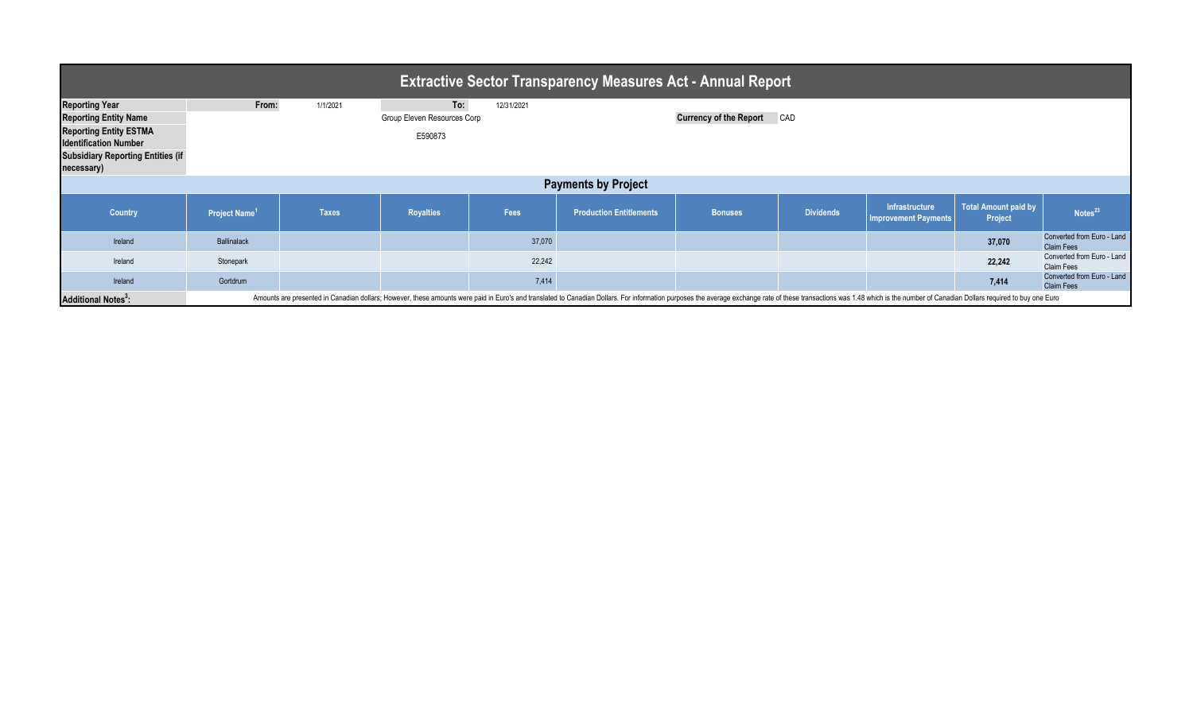# Extractive Sector Transparency Measures Act - Annual Report

| | | | |
|---|---|---|---|
| **Reporting Year** | **From:** 1/1/2021 | **To:** 12/31/2021 | |
| **Reporting Entity Name** | Group Eleven Resources Corp | **Currency of the Report** | CAD |
| **Reporting Entity ESTMA Identification Number** | E590873 | | |
| **Subsidiary Reporting Entities (if necessary)** | | | |

## Payments by Project

| Country | Project Name[1] | Taxes | Royalties | Fees | Production Entitlements | Bonuses | Dividends | Infrastructure Improvement Payments | Total Amount paid by Project | Notes[23] |
|---|---|---|---|---|---|---|---|---|---|---|
| Ireland | Ballinalack | | | 37,070 | | | | | **37,070** | Converted from Euro - Land Claim Fees |
| Ireland | Stonepark | | | 22,242 | | | | | **22,242** | Converted from Euro - Land Claim Fees |
| Ireland | Gortdrum | | | 7,414 | | | | | **7,414** | Converted from Euro - Land Claim Fees |

**Additional Notes[3]:** Amounts are presented in Canadian dollars; However, these amounts were paid in Euro's and translated to Canadian Dollars. For information purposes the average exchange rate of these transactions was 1.48 which is the number of Canadian Dollars required to buy one Euro